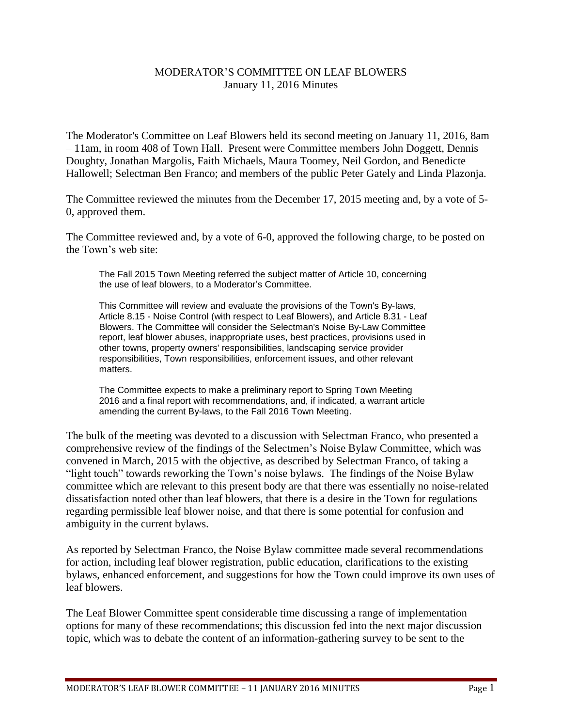# MODERATOR'S COMMITTEE ON LEAF BLOWERS

January 11, 2016 Minutes

The Moderator's Committee on Leaf Blowers held its second meeting on January 11, 2016, 8am – 11am, in room 408 of Town Hall. Present were Committee members John Doggett, Dennis Doughty, Jonathan Margolis, Faith Michaels, Maura Toomey, Neil Gordon, and Benedicte Hallowell; Selectman Ben Franco; and members of the public Peter Gately and Linda Plazonja.

The Committee reviewed the minutes from the December 17, 2015 meeting and, by a vote of 5-0, approved them.

The Committee reviewed and, by a vote of 6-0, approved the following charge, to be posted on the Town's web site:

> The Fall 2015 Town Meeting referred the subject matter of Article 10, concerning the use of leaf blowers, to a Moderator's Committee.
>
> This Committee will review and evaluate the provisions of the Town's By-laws, Article 8.15 - Noise Control (with respect to Leaf Blowers), and Article 8.31 - Leaf Blowers. The Committee will consider the Selectman's Noise By-Law Committee report, leaf blower abuses, inappropriate uses, best practices, provisions used in other towns, property owners' responsibilities, landscaping service provider responsibilities, Town responsibilities, enforcement issues, and other relevant matters.
>
> The Committee expects to make a preliminary report to Spring Town Meeting 2016 and a final report with recommendations, and, if indicated, a warrant article amending the current By-laws, to the Fall 2016 Town Meeting.

The bulk of the meeting was devoted to a discussion with Selectman Franco, who presented a comprehensive review of the findings of the Selectmen's Noise Bylaw Committee, which was convened in March, 2015 with the objective, as described by Selectman Franco, of taking a "light touch" towards reworking the Town's noise bylaws. The findings of the Noise Bylaw committee which are relevant to this present body are that there was essentially no noise-related dissatisfaction noted other than leaf blowers, that there is a desire in the Town for regulations regarding permissible leaf blower noise, and that there is some potential for confusion and ambiguity in the current bylaws.

As reported by Selectman Franco, the Noise Bylaw committee made several recommendations for action, including leaf blower registration, public education, clarifications to the existing bylaws, enhanced enforcement, and suggestions for how the Town could improve its own uses of leaf blowers.

The Leaf Blower Committee spent considerable time discussing a range of implementation options for many of these recommendations; this discussion fed into the next major discussion topic, which was to debate the content of an information-gathering survey to be sent to the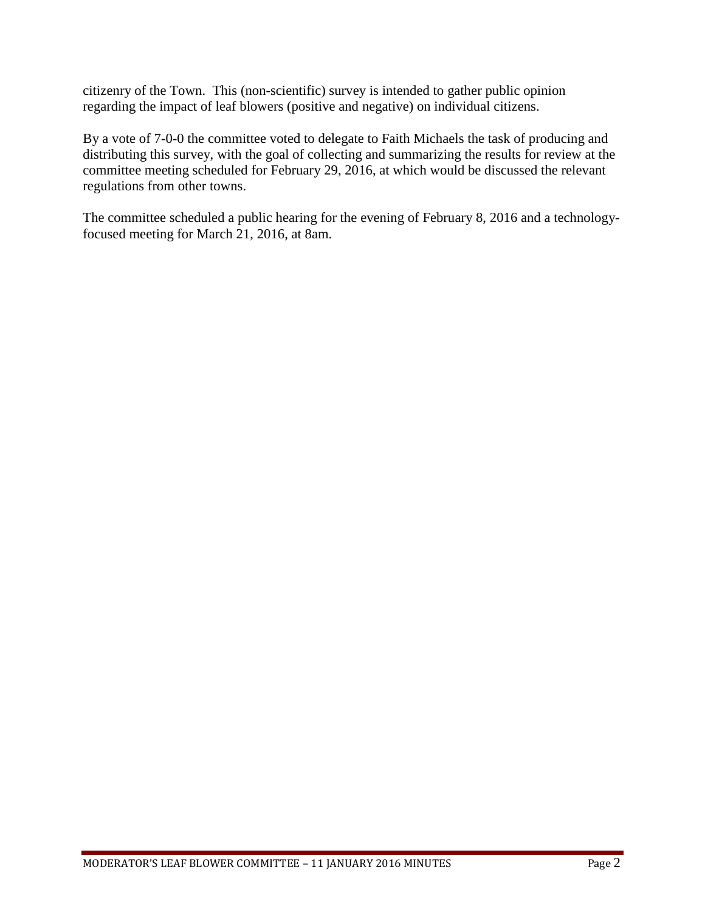citizenry of the Town. This (non-scientific) survey is intended to gather public opinion regarding the impact of leaf blowers (positive and negative) on individual citizens.

By a vote of 7-0-0 the committee voted to delegate to Faith Michaels the task of producing and distributing this survey, with the goal of collecting and summarizing the results for review at the committee meeting scheduled for February 29, 2016, at which would be discussed the relevant regulations from other towns.

The committee scheduled a public hearing for the evening of February 8, 2016 and a technology-focused meeting for March 21, 2016, at 8am.